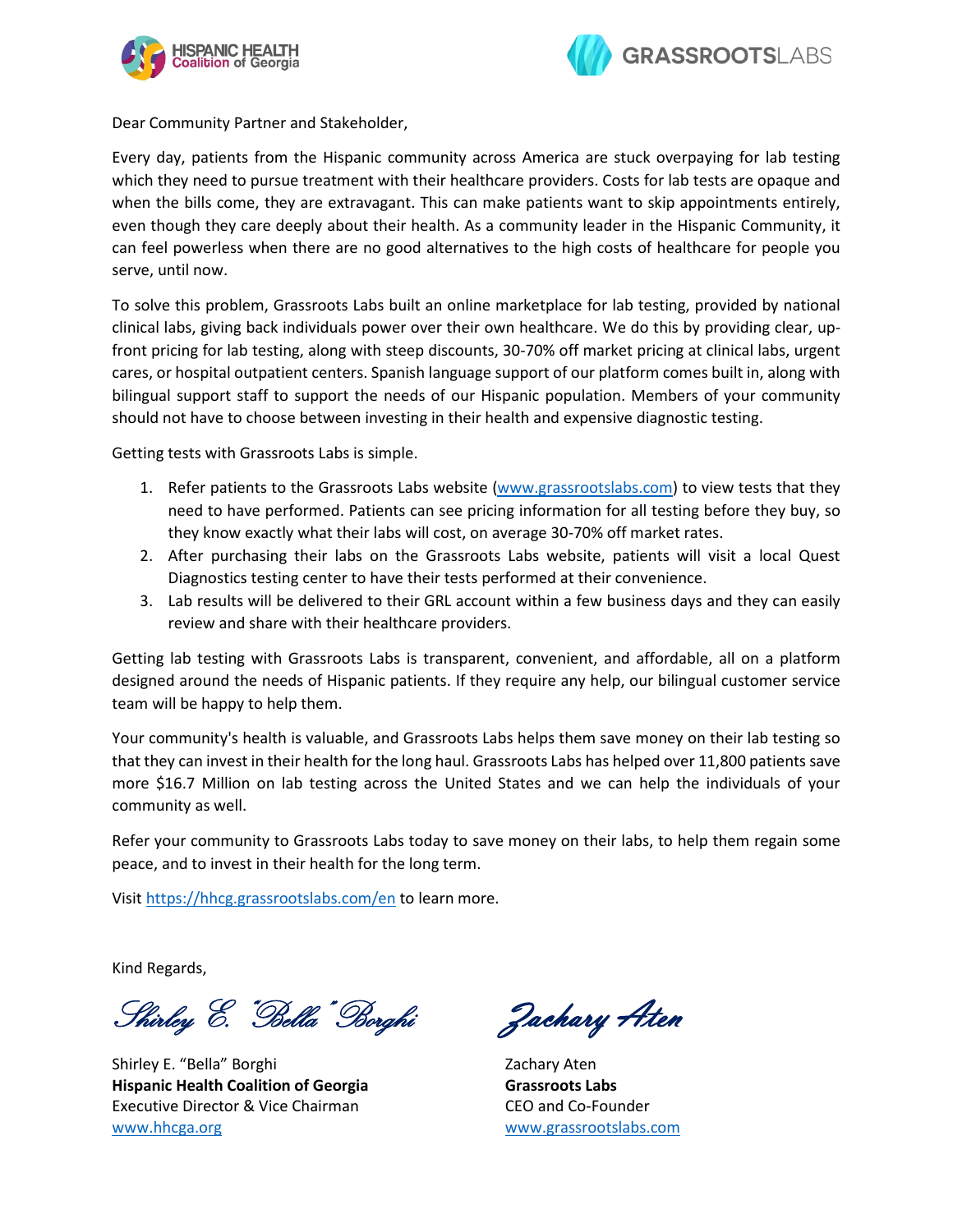HISPANIC HEALTH Coalition of Georgia

GRASSROOTSLABS

Dear Community Partner and Stakeholder,

Every day, patients from the Hispanic community across America are stuck overpaying for lab testing which they need to pursue treatment with their healthcare providers. Costs for lab tests are opaque and when the bills come, they are extravagant. This can make patients want to skip appointments entirely, even though they care deeply about their health. As a community leader in the Hispanic Community, it can feel powerless when there are no good alternatives to the high costs of healthcare for people you serve, until now.

To solve this problem, Grassroots Labs built an online marketplace for lab testing, provided by national clinical labs, giving back individuals power over their own healthcare. We do this by providing clear, up-front pricing for lab testing, along with steep discounts, 30-70% off market pricing at clinical labs, urgent cares, or hospital outpatient centers. Spanish language support of our platform comes built in, along with bilingual support staff to support the needs of our Hispanic population. Members of your community should not have to choose between investing in their health and expensive diagnostic testing.

Getting tests with Grassroots Labs is simple.

1. Refer patients to the Grassroots Labs website (www.grassrootslabs.com) to view tests that they need to have performed. Patients can see pricing information for all testing before they buy, so they know exactly what their labs will cost, on average 30-70% off market rates.
2. After purchasing their labs on the Grassroots Labs website, patients will visit a local Quest Diagnostics testing center to have their tests performed at their convenience.
3. Lab results will be delivered to their GRL account within a few business days and they can easily review and share with their healthcare providers.

Getting lab testing with Grassroots Labs is transparent, convenient, and affordable, all on a platform designed around the needs of Hispanic patients. If they require any help, our bilingual customer service team will be happy to help them.

Your community's health is valuable, and Grassroots Labs helps them save money on their lab testing so that they can invest in their health for the long haul. Grassroots Labs has helped over 11,800 patients save more $16.7 Million on lab testing across the United States and we can help the individuals of your community as well.

Refer your community to Grassroots Labs today to save money on their labs, to help them regain some peace, and to invest in their health for the long term.

Visit https://hhcg.grassrootslabs.com/en to learn more.

Kind Regards,

*Shirley E. "Bella" Borghi*

Shirley E. "Bella" Borghi
**Hispanic Health Coalition of Georgia**
Executive Director & Vice Chairman
www.hhcga.org

*Zachary Aten*

Zachary Aten
**Grassroots Labs**
CEO and Co-Founder
www.grassrootslabs.com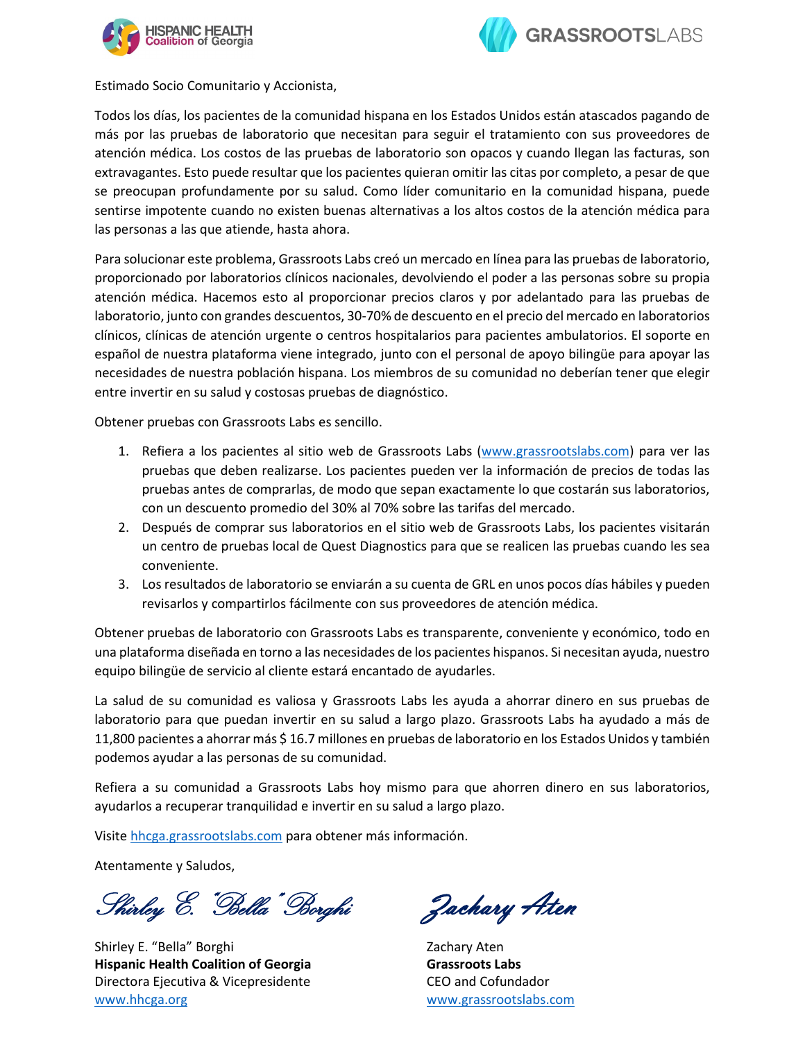Estimado Socio Comunitario y Accionista,

Todos los días, los pacientes de la comunidad hispana en los Estados Unidos están atascados pagando de más por las pruebas de laboratorio que necesitan para seguir el tratamiento con sus proveedores de atención médica. Los costos de las pruebas de laboratorio son opacos y cuando llegan las facturas, son extravagantes. Esto puede resultar que los pacientes quieran omitir las citas por completo, a pesar de que se preocupan profundamente por su salud. Como líder comunitario en la comunidad hispana, puede sentirse impotente cuando no existen buenas alternativas a los altos costos de la atención médica para las personas a las que atiende, hasta ahora.

Para solucionar este problema, Grassroots Labs creó un mercado en línea para las pruebas de laboratorio, proporcionado por laboratorios clínicos nacionales, devolviendo el poder a las personas sobre su propia atención médica. Hacemos esto al proporcionar precios claros y por adelantado para las pruebas de laboratorio, junto con grandes descuentos, 30-70% de descuento en el precio del mercado en laboratorios clínicos, clínicas de atención urgente o centros hospitalarios para pacientes ambulatorios. El soporte en español de nuestra plataforma viene integrado, junto con el personal de apoyo bilingüe para apoyar las necesidades de nuestra población hispana. Los miembros de su comunidad no deberían tener que elegir entre invertir en su salud y costosas pruebas de diagnóstico.

Obtener pruebas con Grassroots Labs es sencillo.

1. Refiera a los pacientes al sitio web de Grassroots Labs (www.grassrootslabs.com) para ver las pruebas que deben realizarse. Los pacientes pueden ver la información de precios de todas las pruebas antes de comprarlas, de modo que sepan exactamente lo que costarán sus laboratorios, con un descuento promedio del 30% al 70% sobre las tarifas del mercado.
2. Después de comprar sus laboratorios en el sitio web de Grassroots Labs, los pacientes visitarán un centro de pruebas local de Quest Diagnostics para que se realicen las pruebas cuando les sea conveniente.
3. Los resultados de laboratorio se enviarán a su cuenta de GRL en unos pocos días hábiles y pueden revisarlos y compartirlos fácilmente con sus proveedores de atención médica.

Obtener pruebas de laboratorio con Grassroots Labs es transparente, conveniente y económico, todo en una plataforma diseñada en torno a las necesidades de los pacientes hispanos. Si necesitan ayuda, nuestro equipo bilingüe de servicio al cliente estará encantado de ayudarles.

La salud de su comunidad es valiosa y Grassroots Labs les ayuda a ahorrar dinero en sus pruebas de laboratorio para que puedan invertir en su salud a largo plazo. Grassroots Labs ha ayudado a más de 11,800 pacientes a ahorrar más $ 16.7 millones en pruebas de laboratorio en los Estados Unidos y también podemos ayudar a las personas de su comunidad.

Refiera a su comunidad a Grassroots Labs hoy mismo para que ahorren dinero en sus laboratorios, ayudarlos a recuperar tranquilidad e invertir en su salud a largo plazo.

Visite hhcga.grassrootslabs.com para obtener más información.

Atentamente y Saludos,

*Shirley E. "Bella" Borghi*

Shirley E. "Bella" Borghi
**Hispanic Health Coalition of Georgia**
Directora Ejecutiva & Vicepresidente
www.hhcga.org

*Zachary Aten*

Zachary Aten
**Grassroots Labs**
CEO and Cofundador
www.grassrootslabs.com